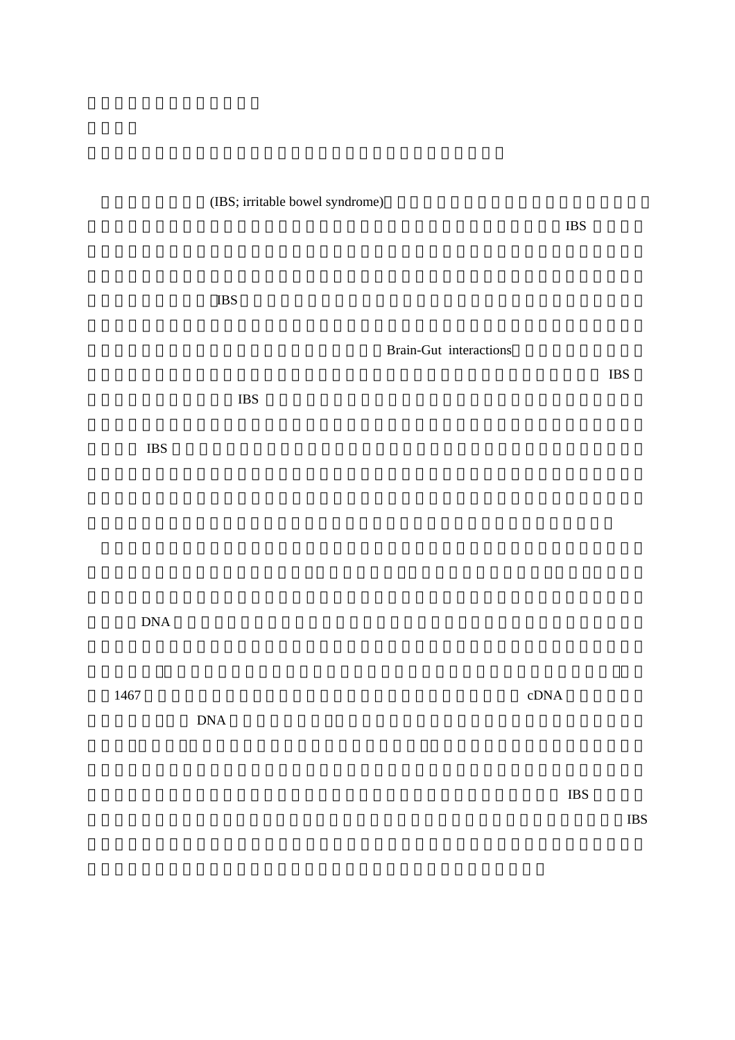(IBS; irritable bowel syndrome)

IBS

IBS

Brain-Gut interactions

IBS

IBS

IBS

DNA

1467

cDNA

DNA

IBS

IBS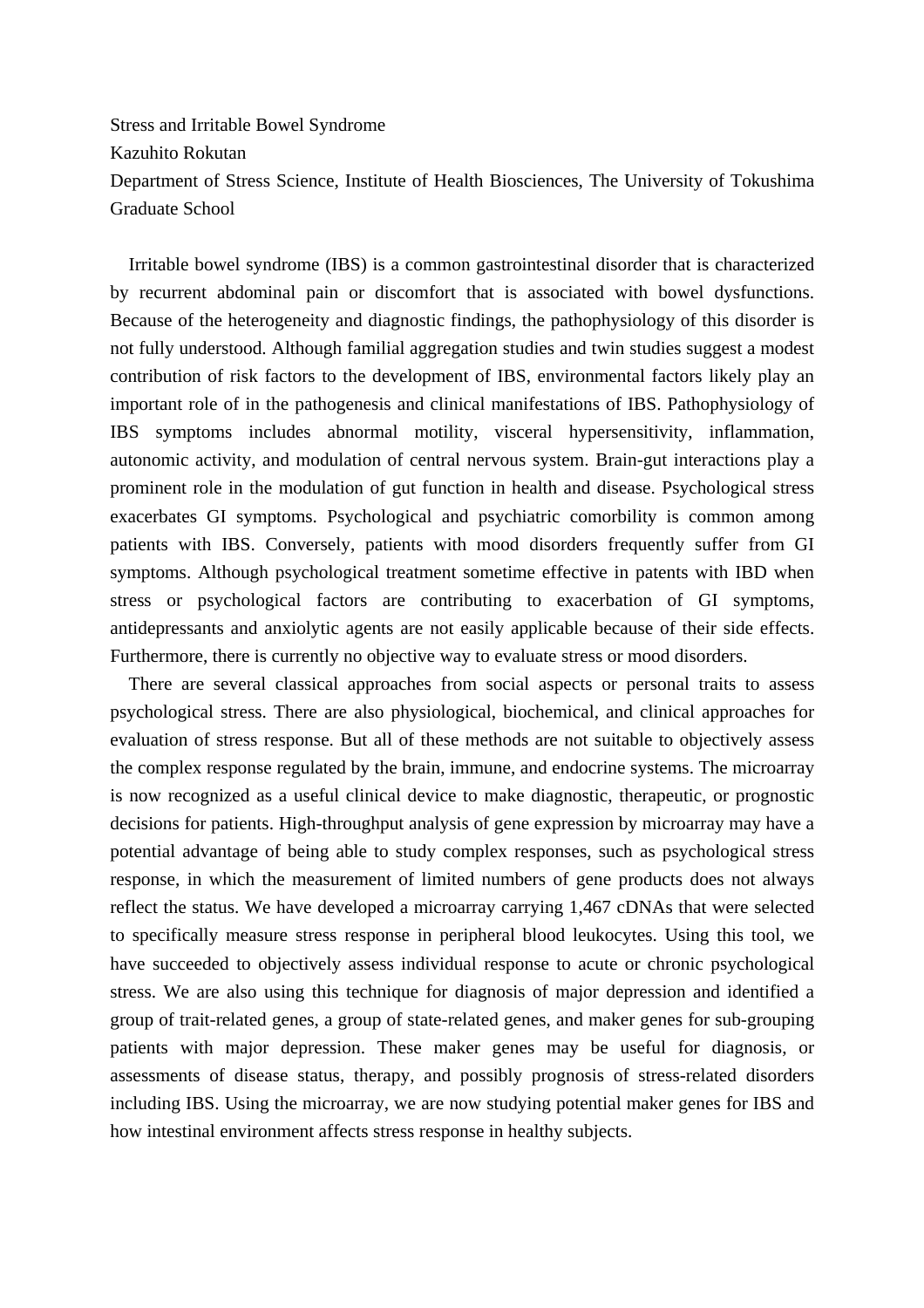Stress and Irritable Bowel Syndrome

Kazuhito Rokutan

Department of Stress Science, Institute of Health Biosciences, The University of Tokushima Graduate School

Irritable bowel syndrome (IBS) is a common gastrointestinal disorder that is characterized by recurrent abdominal pain or discomfort that is associated with bowel dysfunctions. Because of the heterogeneity and diagnostic findings, the pathophysiology of this disorder is not fully understood. Although familial aggregation studies and twin studies suggest a modest contribution of risk factors to the development of IBS, environmental factors likely play an important role of in the pathogenesis and clinical manifestations of IBS. Pathophysiology of IBS symptoms includes abnormal motility, visceral hypersensitivity, inflammation, autonomic activity, and modulation of central nervous system. Brain-gut interactions play a prominent role in the modulation of gut function in health and disease. Psychological stress exacerbates GI symptoms. Psychological and psychiatric comorbility is common among patients with IBS. Conversely, patients with mood disorders frequently suffer from GI symptoms. Although psychological treatment sometime effective in patents with IBD when stress or psychological factors are contributing to exacerbation of GI symptoms, antidepressants and anxiolytic agents are not easily applicable because of their side effects. Furthermore, there is currently no objective way to evaluate stress or mood disorders.

There are several classical approaches from social aspects or personal traits to assess psychological stress. There are also physiological, biochemical, and clinical approaches for evaluation of stress response. But all of these methods are not suitable to objectively assess the complex response regulated by the brain, immune, and endocrine systems. The microarray is now recognized as a useful clinical device to make diagnostic, therapeutic, or prognostic decisions for patients. High-throughput analysis of gene expression by microarray may have a potential advantage of being able to study complex responses, such as psychological stress response, in which the measurement of limited numbers of gene products does not always reflect the status. We have developed a microarray carrying 1,467 cDNAs that were selected to specifically measure stress response in peripheral blood leukocytes. Using this tool, we have succeeded to objectively assess individual response to acute or chronic psychological stress. We are also using this technique for diagnosis of major depression and identified a group of trait-related genes, a group of state-related genes, and maker genes for sub-grouping patients with major depression. These maker genes may be useful for diagnosis, or assessments of disease status, therapy, and possibly prognosis of stress-related disorders including IBS. Using the microarray, we are now studying potential maker genes for IBS and how intestinal environment affects stress response in healthy subjects.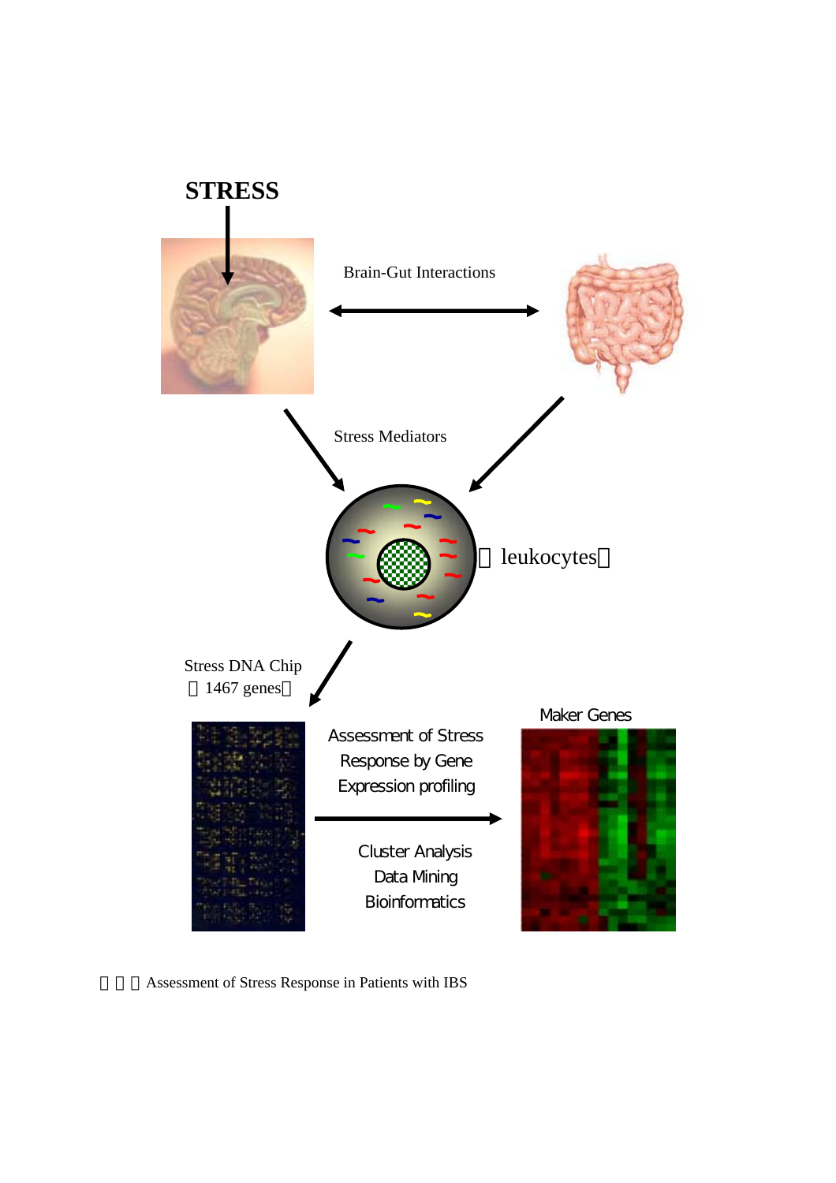STRESS

Brain-Gut Interactions

Stress Mediators

leukocytes

Stress DNA Chip
1467 genes

Assessment of Stress Response by Gene Expression profiling

Cluster Analysis
Data Mining
Bioinformatics

Maker Genes

Assessment of Stress Response in Patients with IBS